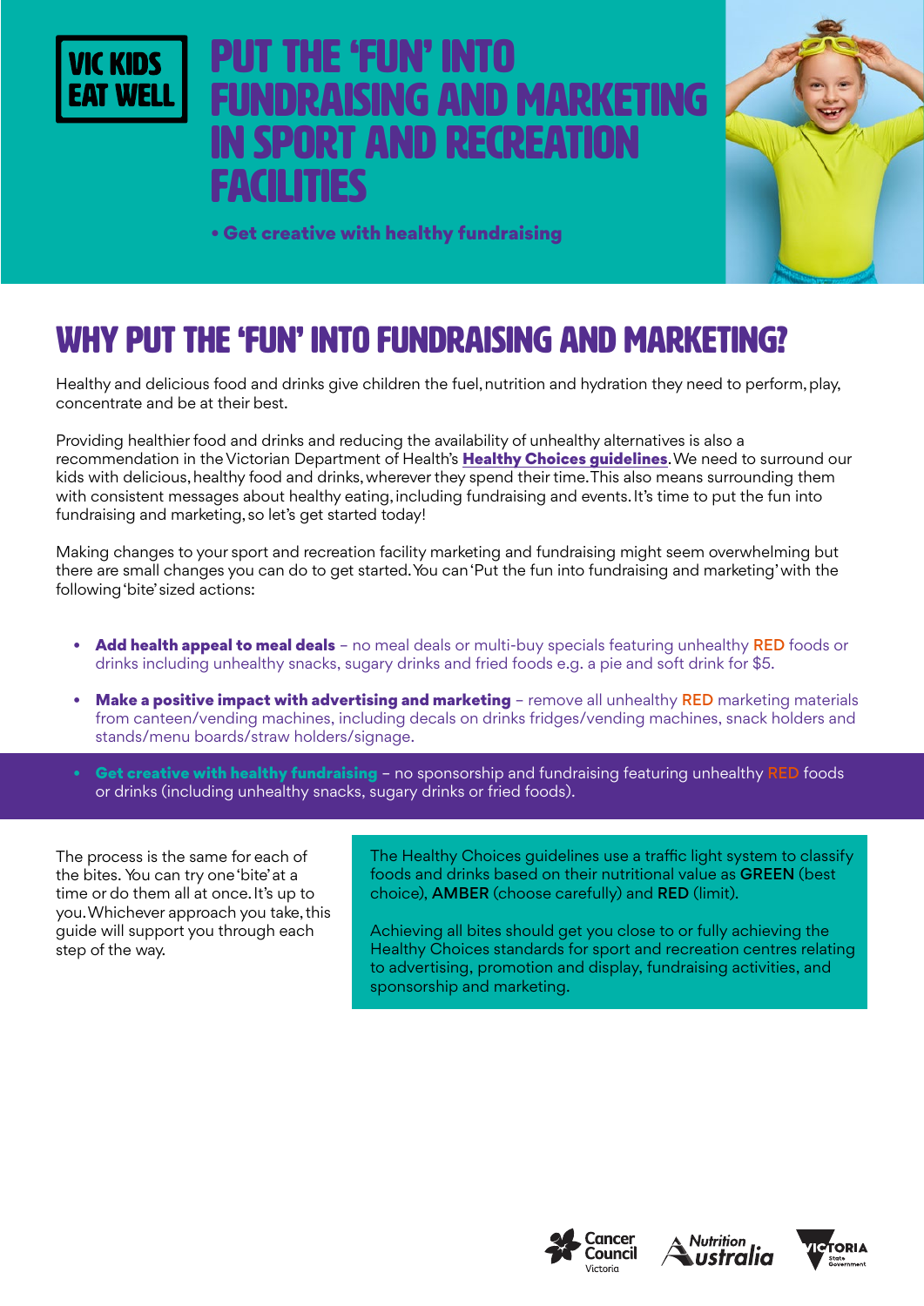VIC KIDS EAT WELL

# PUT THE 'FUN' INTO FUNDRAISING AND MARKETING IN SPORT AND RECREATION FACILITIES

**• Get creative with healthy fundraising**

## WHY PUT THE 'FUN' INTO FUNDRAISING AND MARKETING?

Healthy and delicious food and drinks give children the fuel, nutrition and hydration they need to perform, play, concentrate and be at their best.

Providing healthier food and drinks and reducing the availability of unhealthy alternatives is also a recommendation in the Victorian Department of Health's **Healthy Choices guidelines**. We need to surround our kids with delicious, healthy food and drinks, wherever they spend their time. This also means surrounding them with consistent messages about healthy eating, including fundraising and events. It's time to put the fun into fundraising and marketing, so let's get started today!

Making changes to your sport and recreation facility marketing and fundraising might seem overwhelming but there are small changes you can do to get started. You can 'Put the fun into fundraising and marketing' with the following 'bite' sized actions:

- **Add health appeal to meal deals** – no meal deals or multi-buy specials featuring unhealthy RED foods or drinks including unhealthy snacks, sugary drinks and fried foods e.g. a pie and soft drink for $5.
- **Make a positive impact with advertising and marketing** – remove all unhealthy RED marketing materials from canteen/vending machines, including decals on drinks fridges/vending machines, snack holders and stands/menu boards/straw holders/signage.
- **Get creative with healthy fundraising** – no sponsorship and fundraising featuring unhealthy RED foods or drinks (including unhealthy snacks, sugary drinks or fried foods).

The process is the same for each of the bites. You can try one 'bite' at a time or do them all at once. It's up to you. Whichever approach you take, this guide will support you through each step of the way.

The Healthy Choices guidelines use a traffic light system to classify foods and drinks based on their nutritional value as **GREEN** (best choice), **AMBER** (choose carefully) and **RED** (limit).

Achieving all bites should get you close to or fully achieving the Healthy Choices standards for sport and recreation centres relating to advertising, promotion and display, fundraising activities, and sponsorship and marketing.

Cancer Council Victoria | Nutrition Australia | Victoria State Government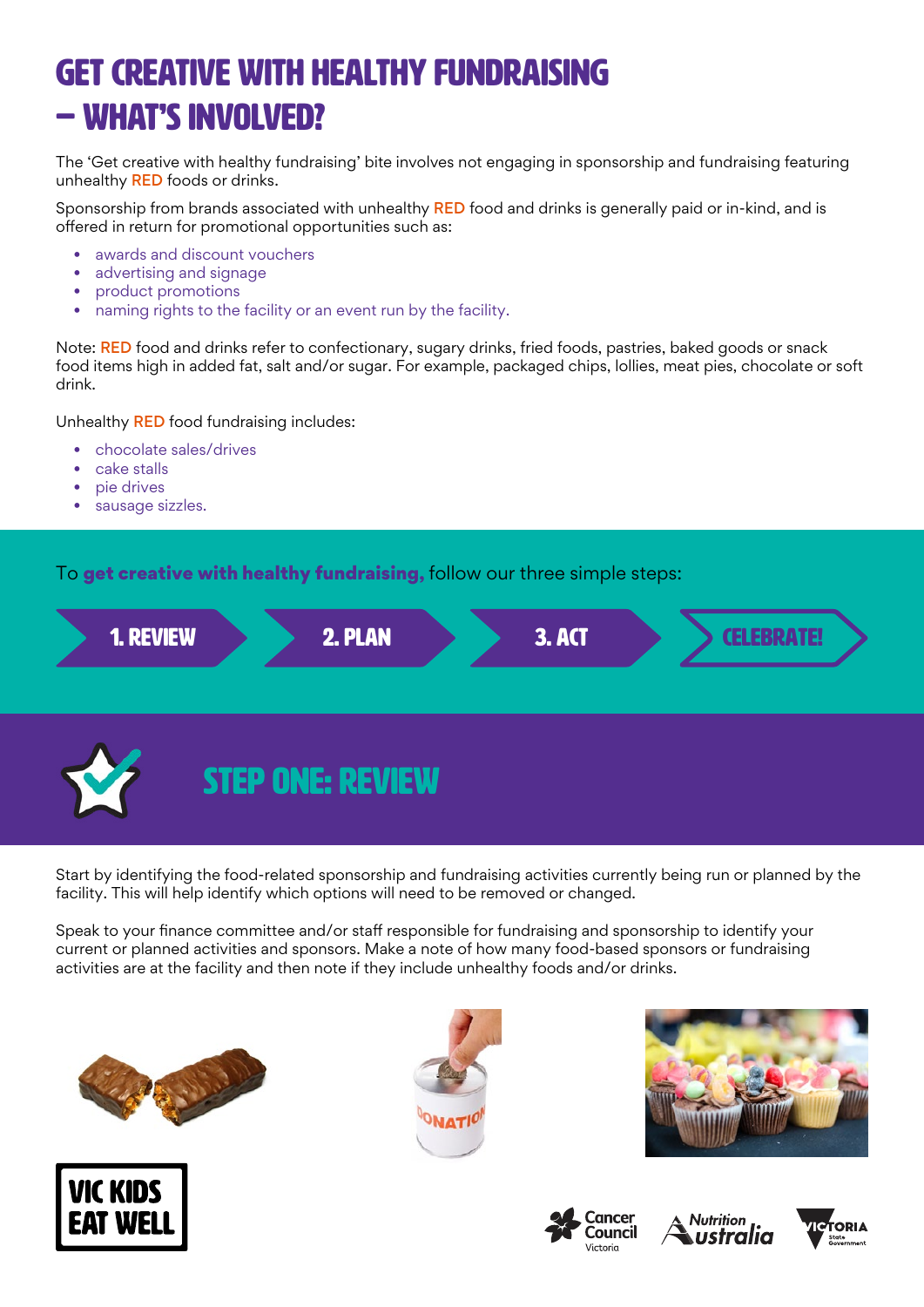# GET CREATIVE WITH HEALTHY FUNDRAISING – WHAT'S INVOLVED?

The 'Get creative with healthy fundraising' bite involves not engaging in sponsorship and fundraising featuring unhealthy RED foods or drinks.

Sponsorship from brands associated with unhealthy RED food and drinks is generally paid or in-kind, and is offered in return for promotional opportunities such as:

- awards and discount vouchers
- advertising and signage
- product promotions
- naming rights to the facility or an event run by the facility.

Note: RED food and drinks refer to confectionary, sugary drinks, fried foods, pastries, baked goods or snack food items high in added fat, salt and/or sugar. For example, packaged chips, lollies, meat pies, chocolate or soft drink.

Unhealthy RED food fundraising includes:

- chocolate sales/drives
- cake stalls
- pie drives
- sausage sizzles.

To **get creative with healthy fundraising,** follow our three simple steps:

**1. REVIEW** → **2. PLAN** → **3. ACT** → **CELEBRATE!**

## STEP ONE: REVIEW

Start by identifying the food-related sponsorship and fundraising activities currently being run or planned by the facility. This will help identify which options will need to be removed or changed.

Speak to your finance committee and/or staff responsible for fundraising and sponsorship to identify your current or planned activities and sponsors. Make a note of how many food-based sponsors or fundraising activities are at the facility and then note if they include unhealthy foods and/or drinks.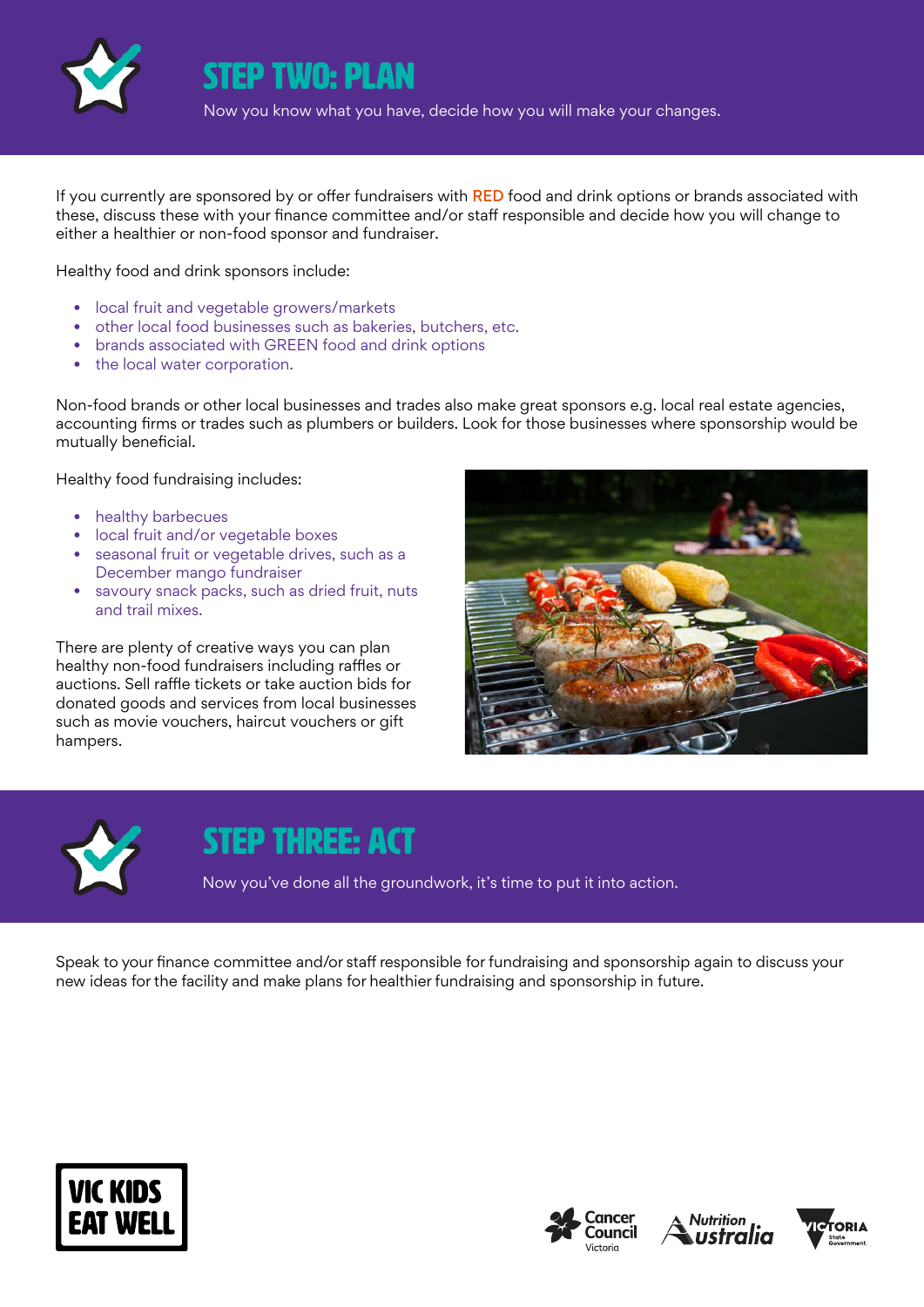## STEP TWO: PLAN

Now you know what you have, decide how you will make your changes.

If you currently are sponsored by or offer fundraisers with RED food and drink options or brands associated with these, discuss these with your finance committee and/or staff responsible and decide how you will change to either a healthier or non-food sponsor and fundraiser.

Healthy food and drink sponsors include:

- local fruit and vegetable growers/markets
- other local food businesses such as bakeries, butchers, etc.
- brands associated with GREEN food and drink options
- the local water corporation.

Non-food brands or other local businesses and trades also make great sponsors e.g. local real estate agencies, accounting firms or trades such as plumbers or builders. Look for those businesses where sponsorship would be mutually beneficial.

Healthy food fundraising includes:

- healthy barbecues
- local fruit and/or vegetable boxes
- seasonal fruit or vegetable drives, such as a December mango fundraiser
- savoury snack packs, such as dried fruit, nuts and trail mixes.

There are plenty of creative ways you can plan healthy non-food fundraisers including raffles or auctions. Sell raffle tickets or take auction bids for donated goods and services from local businesses such as movie vouchers, haircut vouchers or gift hampers.

## STEP THREE: ACT

Now you've done all the groundwork, it's time to put it into action.

Speak to your finance committee and/or staff responsible for fundraising and sponsorship again to discuss your new ideas for the facility and make plans for healthier fundraising and sponsorship in future.

VIC KIDS EAT WELL

Cancer Council Victoria | Nutrition Australia | Victoria State Government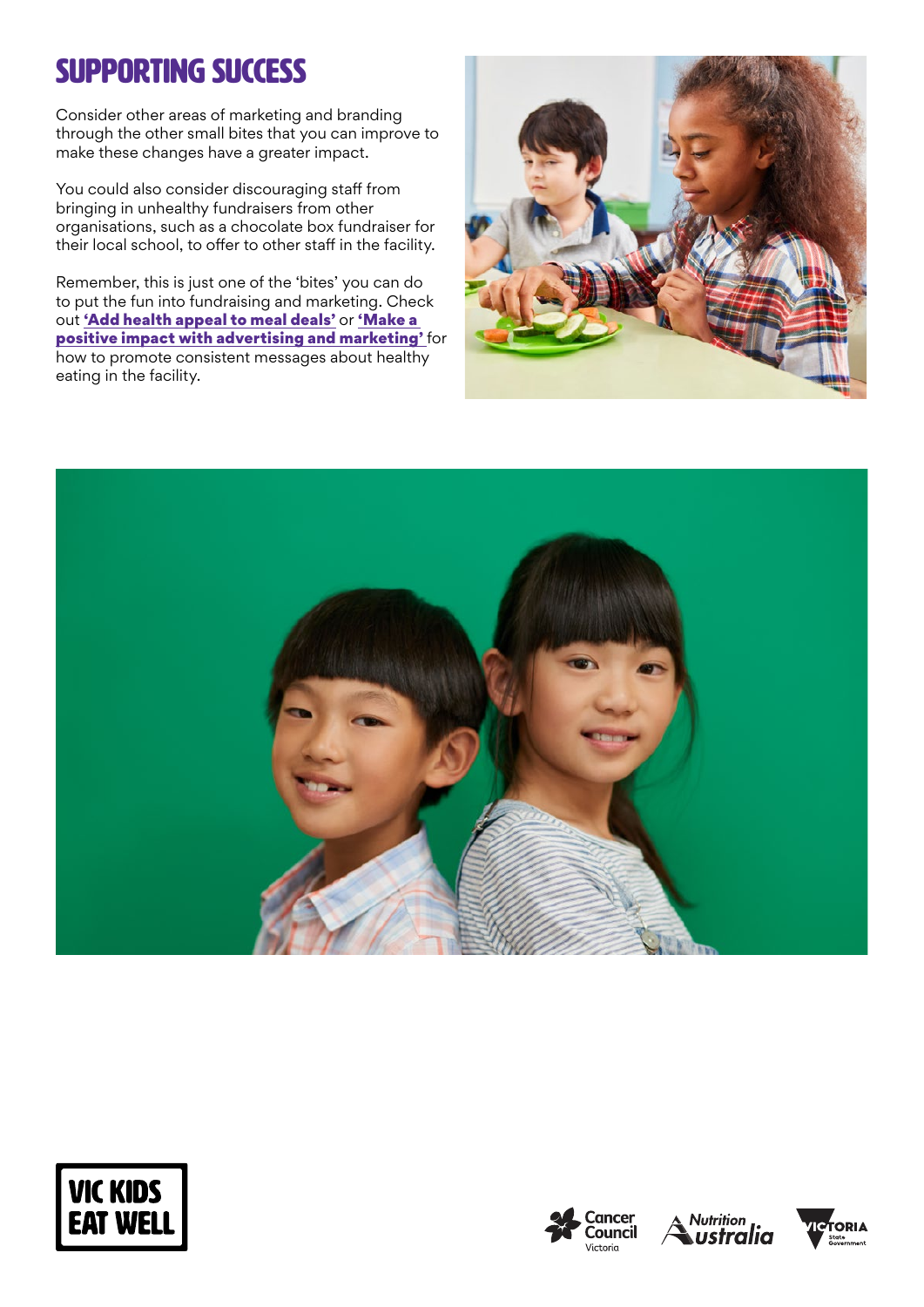# SUPPORTING SUCCESS

Consider other areas of marketing and branding through the other small bites that you can improve to make these changes have a greater impact.

You could also consider discouraging staff from bringing in unhealthy fundraisers from other organisations, such as a chocolate box fundraiser for their local school, to offer to other staff in the facility.

Remember, this is just one of the 'bites' you can do to put the fun into fundraising and marketing. Check out **'Add health appeal to meal deals'** or **'Make a positive impact with advertising and marketing'** for how to promote consistent messages about healthy eating in the facility.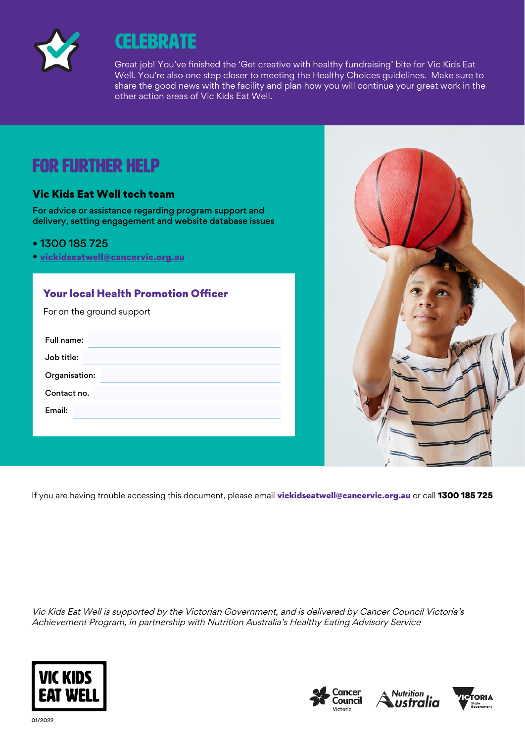# CELEBRATE

Great job! You've finished the 'Get creative with healthy fundraising' bite for Vic Kids Eat Well. You're also one step closer to meeting the Healthy Choices guidelines. Make sure to share the good news with the facility and plan how you will continue your great work in the other action areas of Vic Kids Eat Well.

# FOR FURTHER HELP

### Vic Kids Eat Well tech team

For advice or assistance regarding program support and delivery, setting engagement and website database issues

- 1300 185 725
- **vickidseatwell@cancervic.org.au**

### Your local Health Promotion Officer

For on the ground support

Full name:

Job title:

Organisation:

Contact no.

Email:

If you are having trouble accessing this document, please email **vickidseatwell@cancervic.org.au** or call **1300 185 725**

*Vic Kids Eat Well is supported by the Victorian Government, and is delivered by Cancer Council Victoria's Achievement Program, in partnership with Nutrition Australia's Healthy Eating Advisory Service*

VIC KIDS EAT WELL

Cancer Council Victoria

Nutrition Australia

VICTORIA State Government

01/2022